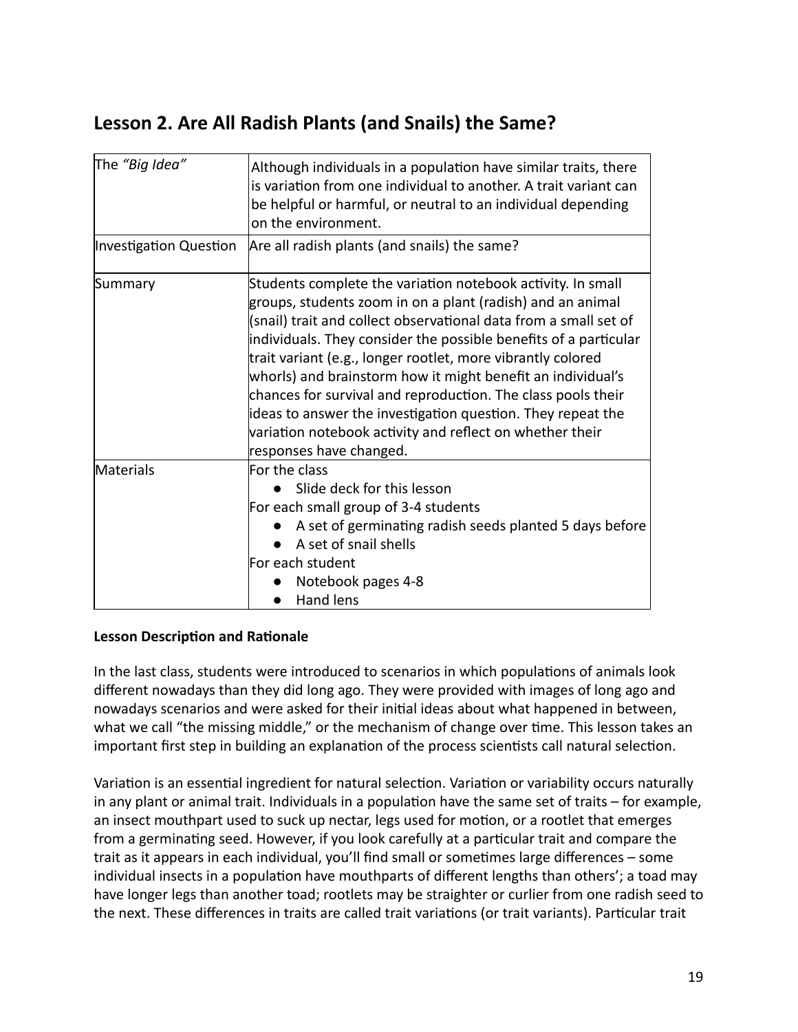## Lesson 2. Are All Radish Plants (and Snails) the Same?

| | |
|---|---|
| The *"Big Idea"* | Although individuals in a population have similar traits, there is variation from one individual to another. A trait variant can be helpful or harmful, or neutral to an individual depending on the environment. |
| Investigation Question | Are all radish plants (and snails) the same? |
| Summary | Students complete the variation notebook activity. In small groups, students zoom in on a plant (radish) and an animal (snail) trait and collect observational data from a small set of individuals. They consider the possible benefits of a particular trait variant (e.g., longer rootlet, more vibrantly colored whorls) and brainstorm how it might benefit an individual's chances for survival and reproduction. The class pools their ideas to answer the investigation question. They repeat the variation notebook activity and reflect on whether their responses have changed. |
| Materials | For the class<br>● Slide deck for this lesson<br>For each small group of 3-4 students<br>● A set of germinating radish seeds planted 5 days before<br>● A set of snail shells<br>For each student<br>● Notebook pages 4-8<br>● Hand lens |

**Lesson Description and Rationale**

In the last class, students were introduced to scenarios in which populations of animals look different nowadays than they did long ago. They were provided with images of long ago and nowadays scenarios and were asked for their initial ideas about what happened in between, what we call "the missing middle," or the mechanism of change over time. This lesson takes an important first step in building an explanation of the process scientists call natural selection.

Variation is an essential ingredient for natural selection. Variation or variability occurs naturally in any plant or animal trait. Individuals in a population have the same set of traits – for example, an insect mouthpart used to suck up nectar, legs used for motion, or a rootlet that emerges from a germinating seed. However, if you look carefully at a particular trait and compare the trait as it appears in each individual, you'll find small or sometimes large differences – some individual insects in a population have mouthparts of different lengths than others'; a toad may have longer legs than another toad; rootlets may be straighter or curlier from one radish seed to the next. These differences in traits are called trait variations (or trait variants). Particular trait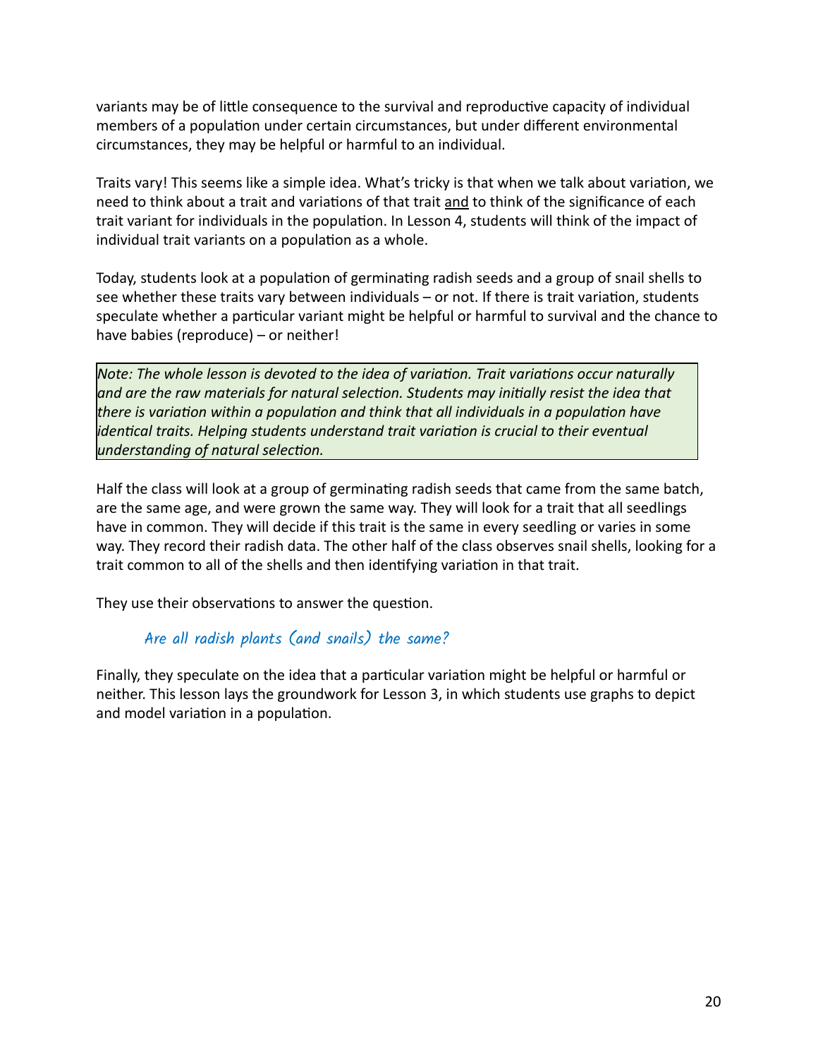variants may be of little consequence to the survival and reproductive capacity of individual members of a population under certain circumstances, but under different environmental circumstances, they may be helpful or harmful to an individual.

Traits vary! This seems like a simple idea. What's tricky is that when we talk about variation, we need to think about a trait and variations of that trait <u>and</u> to think of the significance of each trait variant for individuals in the population. In Lesson 4, students will think of the impact of individual trait variants on a population as a whole.

Today, students look at a population of germinating radish seeds and a group of snail shells to see whether these traits vary between individuals – or not. If there is trait variation, students speculate whether a particular variant might be helpful or harmful to survival and the chance to have babies (reproduce) – or neither!

> *Note: The whole lesson is devoted to the idea of variation. Trait variations occur naturally and are the raw materials for natural selection. Students may initially resist the idea that there is variation within a population and think that all individuals in a population have identical traits. Helping students understand trait variation is crucial to their eventual understanding of natural selection.*

Half the class will look at a group of germinating radish seeds that came from the same batch, are the same age, and were grown the same way. They will look for a trait that all seedlings have in common. They will decide if this trait is the same in every seedling or varies in some way. They record their radish data. The other half of the class observes snail shells, looking for a trait common to all of the shells and then identifying variation in that trait.

They use their observations to answer the question.

*Are all radish plants (and snails) the same?*

Finally, they speculate on the idea that a particular variation might be helpful or harmful or neither. This lesson lays the groundwork for Lesson 3, in which students use graphs to depict and model variation in a population.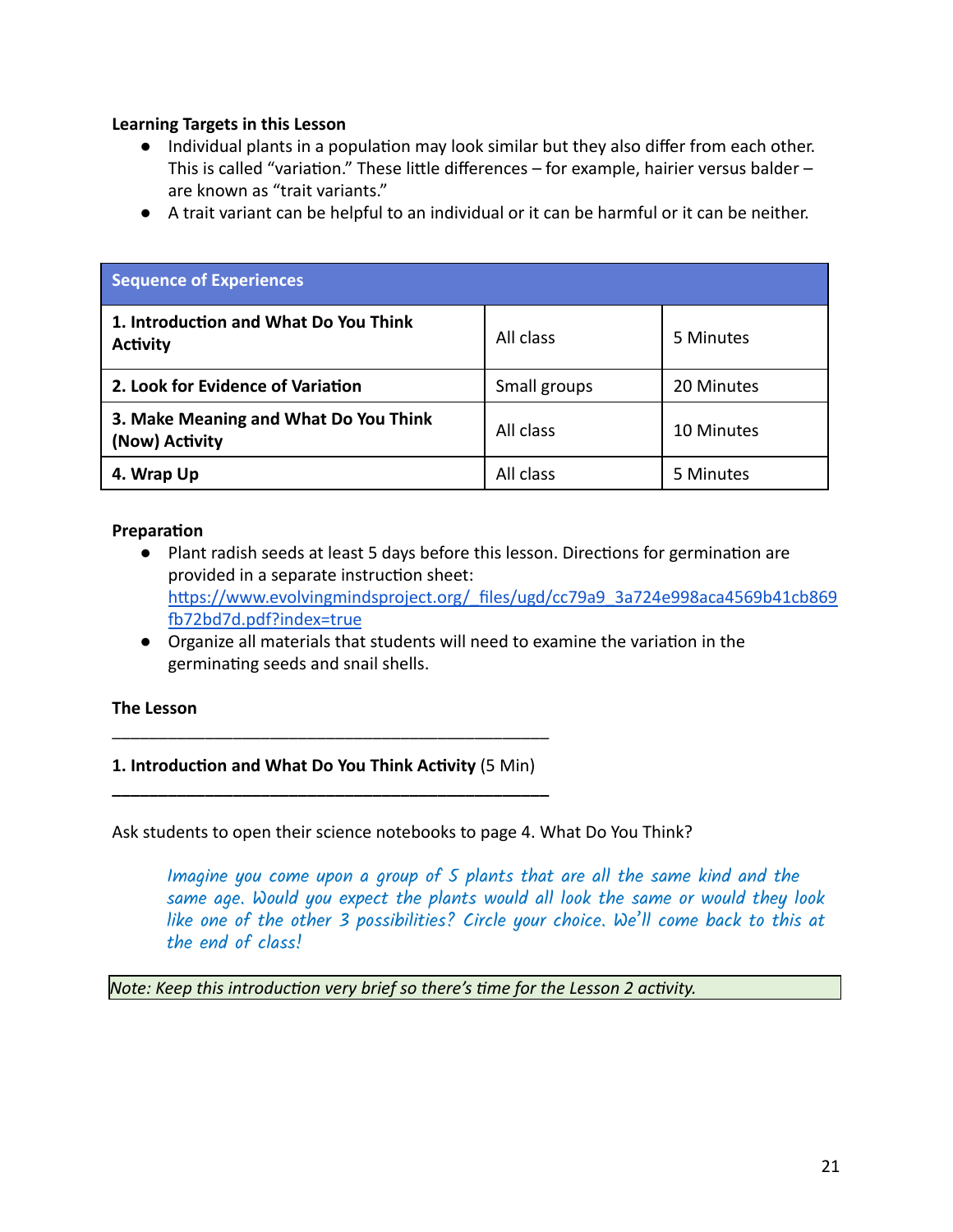**Learning Targets in this Lesson**

- Individual plants in a population may look similar but they also differ from each other. This is called "variation." These little differences – for example, hairier versus balder – are known as "trait variants."
- A trait variant can be helpful to an individual or it can be harmful or it can be neither.

| Sequence of Experiences | | |
|---|---|---|
| **1. Introduction and What Do You Think Activity** | All class | 5 Minutes |
| **2. Look for Evidence of Variation** | Small groups | 20 Minutes |
| **3. Make Meaning and What Do You Think (Now) Activity** | All class | 10 Minutes |
| **4. Wrap Up** | All class | 5 Minutes |

**Preparation**

- Plant radish seeds at least 5 days before this lesson. Directions for germination are provided in a separate instruction sheet: https://www.evolvingmindsproject.org/_files/ugd/cc79a9_3a724e998aca4569b41cb869fb72bd7d.pdf?index=true
- Organize all materials that students will need to examine the variation in the germinating seeds and snail shells.

**The Lesson**

---

**1. Introduction and What Do You Think Activity** (5 Min)

---

Ask students to open their science notebooks to page 4. What Do You Think?

> *Imagine you come upon a group of 5 plants that are all the same kind and the same age. Would you expect the plants would all look the same or would they look like one of the other 3 possibilities? Circle your choice. We'll come back to this at the end of class!*

*Note: Keep this introduction very brief so there's time for the Lesson 2 activity.*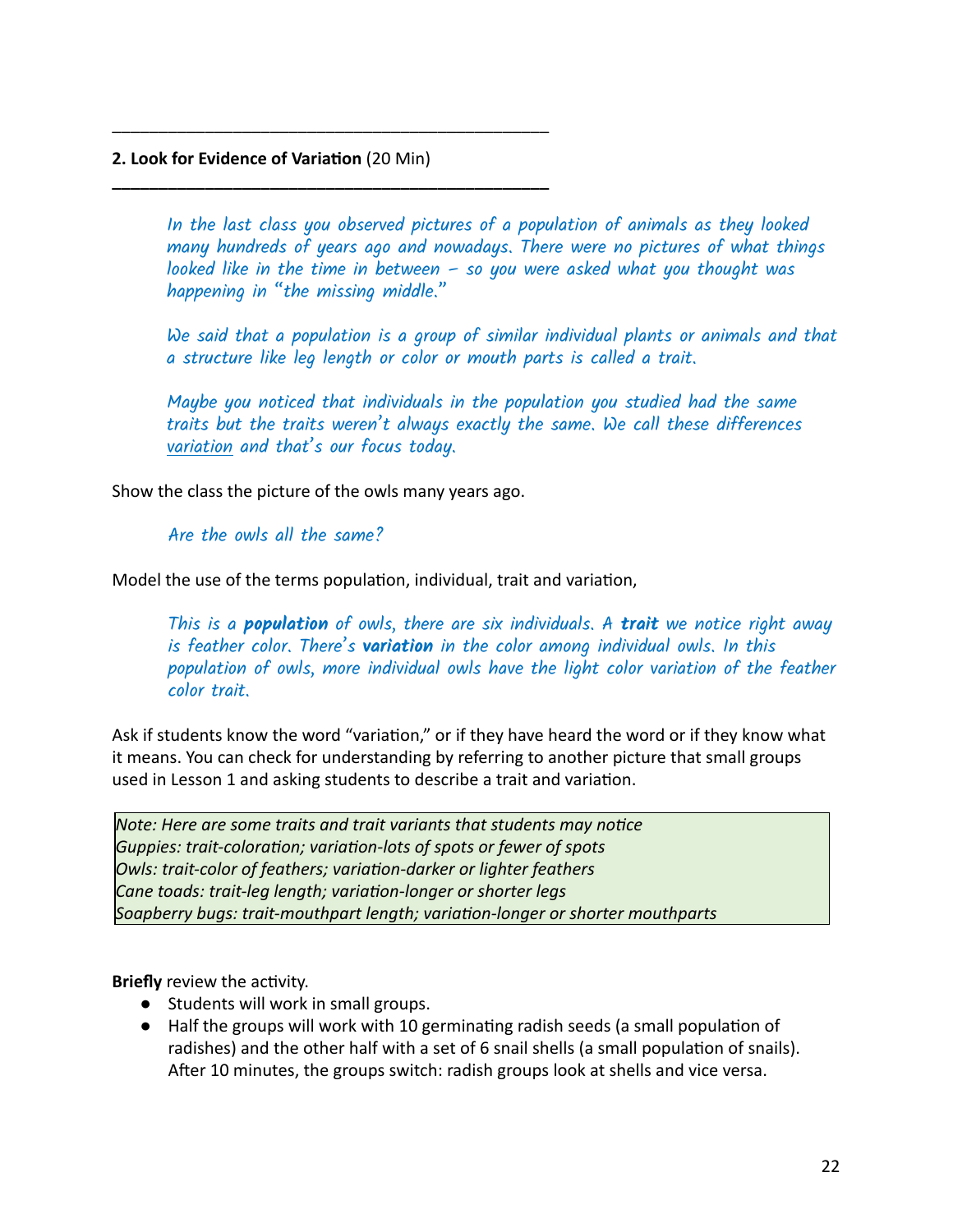---

**2. Look for Evidence of Variation** (20 Min)

---

*In the last class you observed pictures of a population of animals as they looked many hundreds of years ago and nowadays. There were no pictures of what things looked like in the time in between – so you were asked what you thought was happening in "the missing middle."*

*We said that a population is a group of similar individual plants or animals and that a structure like leg length or color or mouth parts is called a trait.*

*Maybe you noticed that individuals in the population you studied had the same traits but the traits weren't always exactly the same. We call these differences <u>variation</u> and that's our focus today.*

Show the class the picture of the owls many years ago.

*Are the owls all the same?*

Model the use of the terms population, individual, trait and variation,

*This is a **population** of owls, there are six individuals. A **trait** we notice right away is feather color. There's **variation** in the color among individual owls. In this population of owls, more individual owls have the light color variation of the feather color trait.*

Ask if students know the word "variation," or if they have heard the word or if they know what it means. You can check for understanding by referring to another picture that small groups used in Lesson 1 and asking students to describe a trait and variation.

> *Note: Here are some traits and trait variants that students may notice*
> *Guppies: trait-coloration; variation-lots of spots or fewer of spots*
> *Owls: trait-color of feathers; variation-darker or lighter feathers*
> *Cane toads: trait-leg length; variation-longer or shorter legs*
> *Soapberry bugs: trait-mouthpart length; variation-longer or shorter mouthparts*

**Briefly** review the activity.

- Students will work in small groups.
- Half the groups will work with 10 germinating radish seeds (a small population of radishes) and the other half with a set of 6 snail shells (a small population of snails). After 10 minutes, the groups switch: radish groups look at shells and vice versa.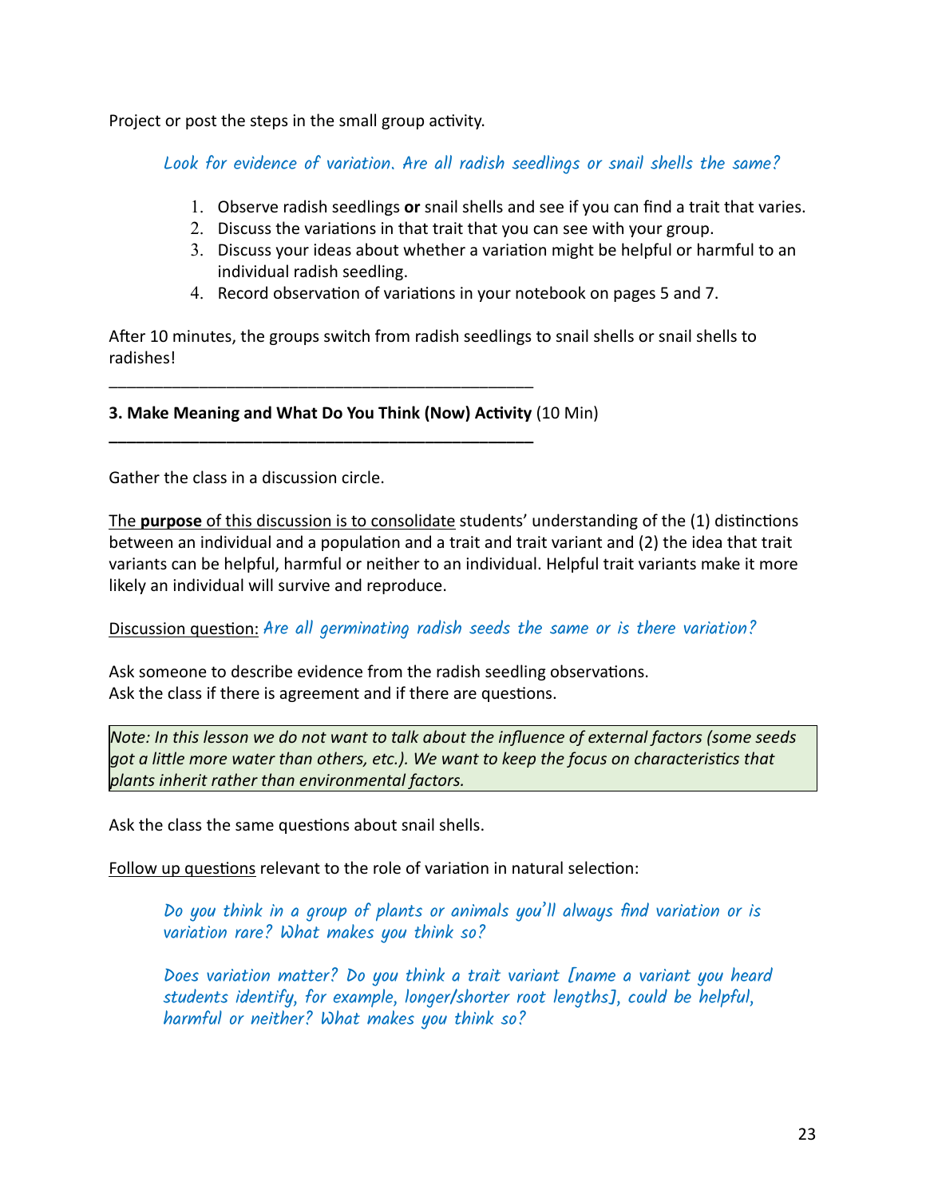Project or post the steps in the small group activity.

> *Look for evidence of variation. Are all radish seedlings or snail shells the same?*

1. Observe radish seedlings **or** snail shells and see if you can find a trait that varies.
2. Discuss the variations in that trait that you can see with your group.
3. Discuss your ideas about whether a variation might be helpful or harmful to an individual radish seedling.
4. Record observation of variations in your notebook on pages 5 and 7.

After 10 minutes, the groups switch from radish seedlings to snail shells or snail shells to radishes!

---

**3. Make Meaning and What Do You Think (Now) Activity** (10 Min)

---

Gather the class in a discussion circle.

The **purpose** of this discussion is to consolidate students' understanding of the (1) distinctions between an individual and a population and a trait and trait variant and (2) the idea that trait variants can be helpful, harmful or neither to an individual. Helpful trait variants make it more likely an individual will survive and reproduce.

Discussion question: *Are all germinating radish seeds the same or is there variation?*

Ask someone to describe evidence from the radish seedling observations.
Ask the class if there is agreement and if there are questions.

> *Note: In this lesson we do not want to talk about the influence of external factors (some seeds got a little more water than others, etc.). We want to keep the focus on characteristics that plants inherit rather than environmental factors.*

Ask the class the same questions about snail shells.

Follow up questions relevant to the role of variation in natural selection:

> *Do you think in a group of plants or animals you'll always find variation or is variation rare? What makes you think so?*
>
> *Does variation matter? Do you think a trait variant [name a variant you heard students identify, for example, longer/shorter root lengths], could be helpful, harmful or neither? What makes you think so?*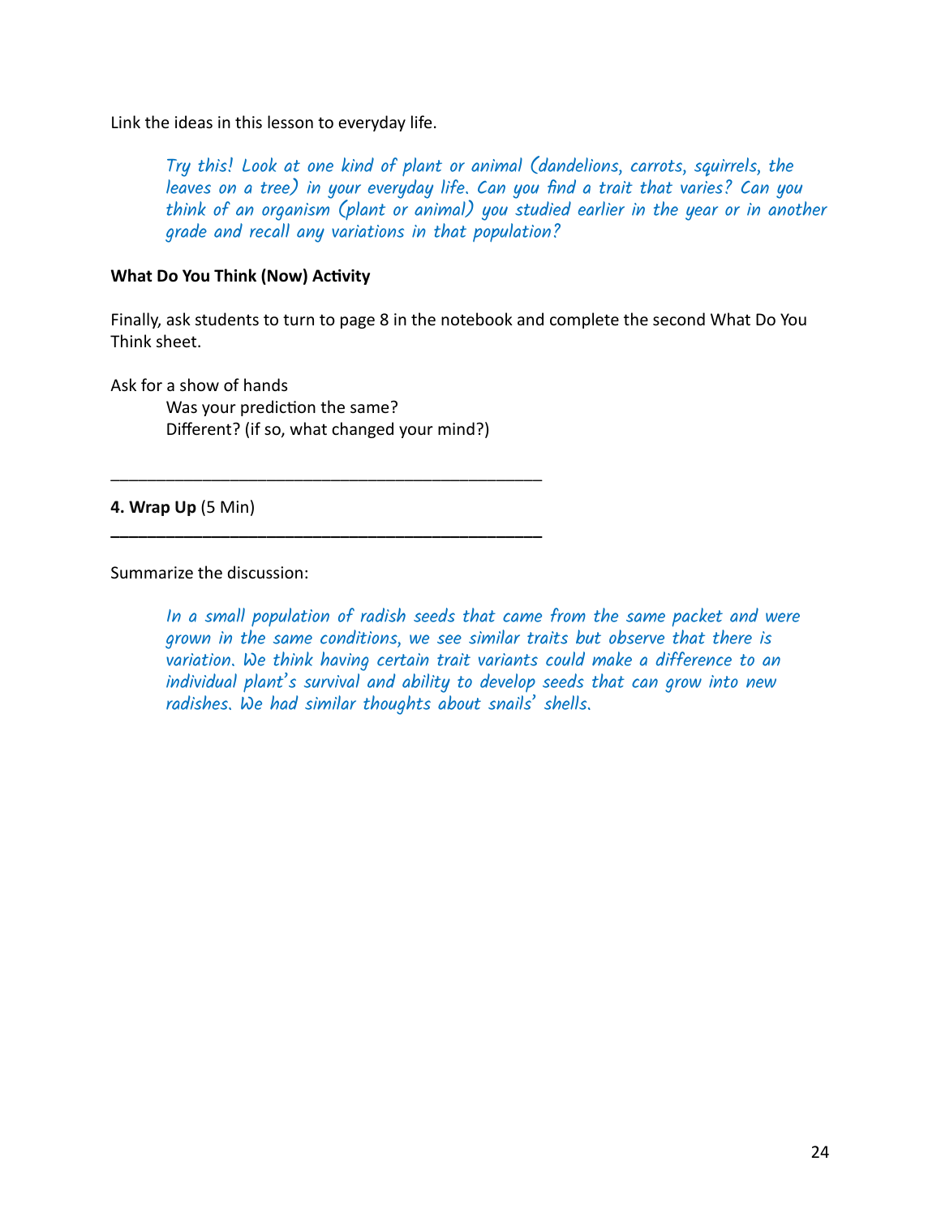Link the ideas in this lesson to everyday life.

> *Try this! Look at one kind of plant or animal (dandelions, carrots, squirrels, the leaves on a tree) in your everyday life. Can you find a trait that varies? Can you think of an organism (plant or animal) you studied earlier in the year or in another grade and recall any variations in that population?*

**What Do You Think (Now) Activity**

Finally, ask students to turn to page 8 in the notebook and complete the second What Do You Think sheet.

Ask for a show of hands

> Was your prediction the same?
> Different? (if so, what changed your mind?)

---

**4. Wrap Up** (5 Min)

---

Summarize the discussion:

> *In a small population of radish seeds that came from the same packet and were grown in the same conditions, we see similar traits but observe that there is variation. We think having certain trait variants could make a difference to an individual plant's survival and ability to develop seeds that can grow into new radishes. We had similar thoughts about snails' shells.*